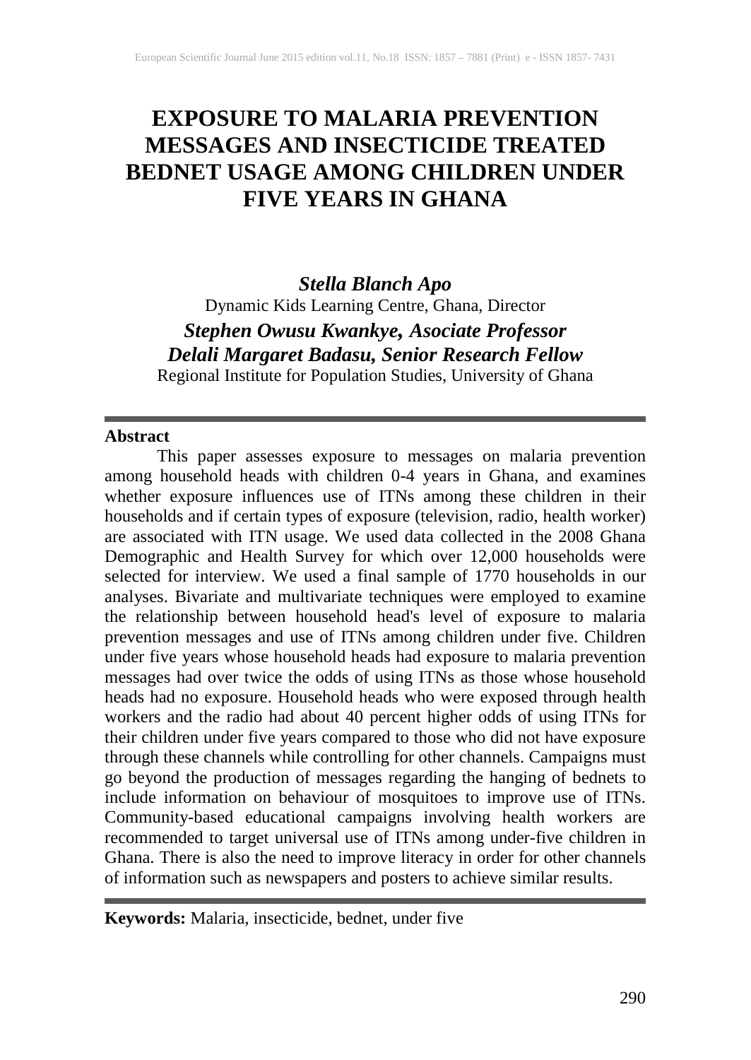# EXPOSURE TO MALARIA PREVENTION MESSAGES AND INSECTICIDE TREATED BEDNET USAGE AMONG CHILDREN UNDER FIVE YEARS IN GHANA

***Stella Blanch Apo***
Dynamic Kids Learning Centre, Ghana, Director

***Stephen Owusu Kwankye, Asociate Professor***
***Delali Margaret Badasu, Senior Research Fellow***
Regional Institute for Population Studies, University of Ghana

---

**Abstract**

This paper assesses exposure to messages on malaria prevention among household heads with children 0-4 years in Ghana, and examines whether exposure influences use of ITNs among these children in their households and if certain types of exposure (television, radio, health worker) are associated with ITN usage. We used data collected in the 2008 Ghana Demographic and Health Survey for which over 12,000 households were selected for interview. We used a final sample of 1770 households in our analyses. Bivariate and multivariate techniques were employed to examine the relationship between household head's level of exposure to malaria prevention messages and use of ITNs among children under five. Children under five years whose household heads had exposure to malaria prevention messages had over twice the odds of using ITNs as those whose household heads had no exposure. Household heads who were exposed through health workers and the radio had about 40 percent higher odds of using ITNs for their children under five years compared to those who did not have exposure through these channels while controlling for other channels. Campaigns must go beyond the production of messages regarding the hanging of bednets to include information on behaviour of mosquitoes to improve use of ITNs. Community-based educational campaigns involving health workers are recommended to target universal use of ITNs among under-five children in Ghana. There is also the need to improve literacy in order for other channels of information such as newspapers and posters to achieve similar results.

---

**Keywords:** Malaria, insecticide, bednet, under five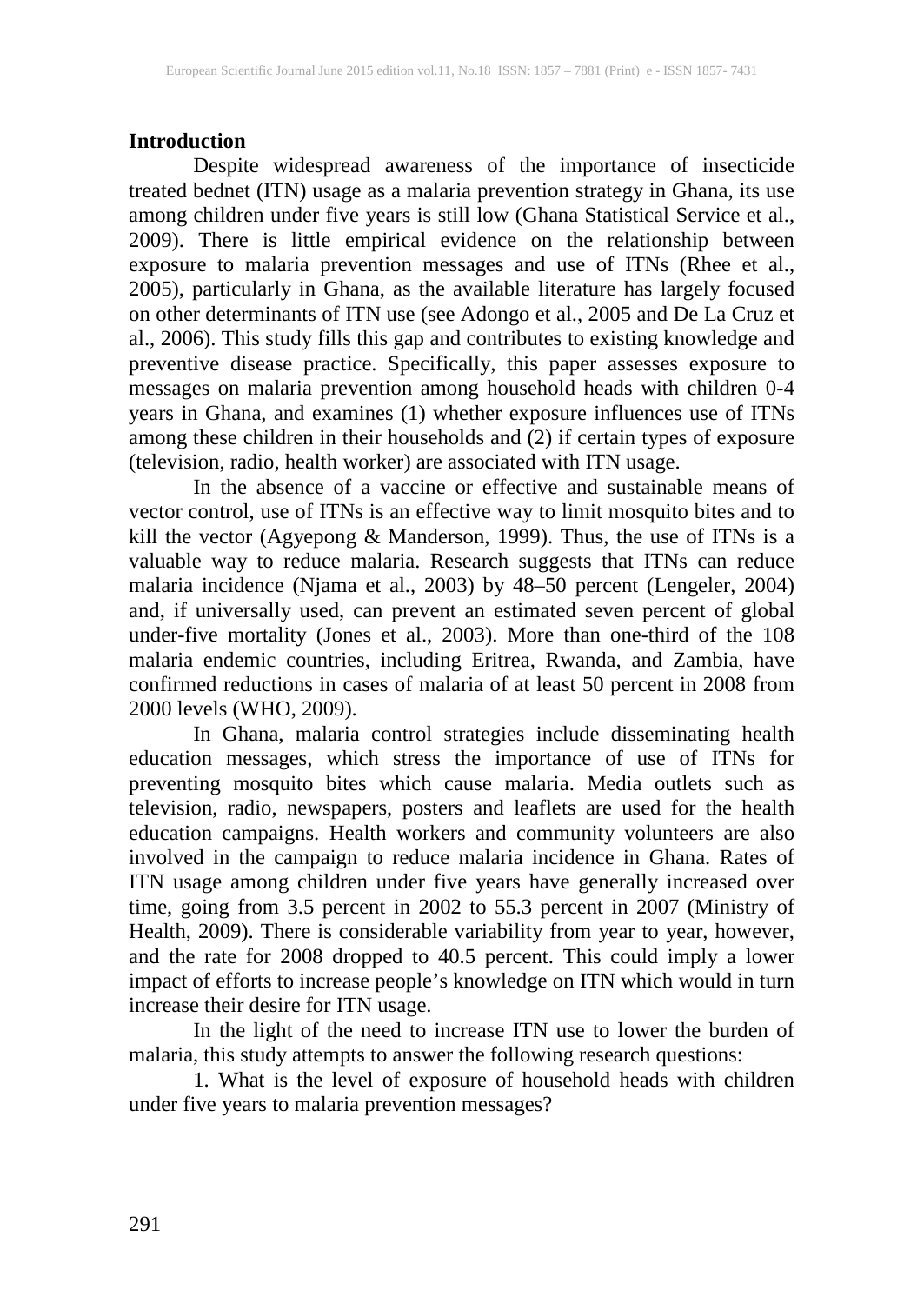## Introduction

Despite widespread awareness of the importance of insecticide treated bednet (ITN) usage as a malaria prevention strategy in Ghana, its use among children under five years is still low (Ghana Statistical Service et al., 2009). There is little empirical evidence on the relationship between exposure to malaria prevention messages and use of ITNs (Rhee et al., 2005), particularly in Ghana, as the available literature has largely focused on other determinants of ITN use (see Adongo et al., 2005 and De La Cruz et al., 2006). This study fills this gap and contributes to existing knowledge and preventive disease practice. Specifically, this paper assesses exposure to messages on malaria prevention among household heads with children 0-4 years in Ghana, and examines (1) whether exposure influences use of ITNs among these children in their households and (2) if certain types of exposure (television, radio, health worker) are associated with ITN usage.

In the absence of a vaccine or effective and sustainable means of vector control, use of ITNs is an effective way to limit mosquito bites and to kill the vector (Agyepong & Manderson, 1999). Thus, the use of ITNs is a valuable way to reduce malaria. Research suggests that ITNs can reduce malaria incidence (Njama et al., 2003) by 48–50 percent (Lengeler, 2004) and, if universally used, can prevent an estimated seven percent of global under-five mortality (Jones et al., 2003). More than one-third of the 108 malaria endemic countries, including Eritrea, Rwanda, and Zambia, have confirmed reductions in cases of malaria of at least 50 percent in 2008 from 2000 levels (WHO, 2009).

In Ghana, malaria control strategies include disseminating health education messages, which stress the importance of use of ITNs for preventing mosquito bites which cause malaria. Media outlets such as television, radio, newspapers, posters and leaflets are used for the health education campaigns. Health workers and community volunteers are also involved in the campaign to reduce malaria incidence in Ghana. Rates of ITN usage among children under five years have generally increased over time, going from 3.5 percent in 2002 to 55.3 percent in 2007 (Ministry of Health, 2009). There is considerable variability from year to year, however, and the rate for 2008 dropped to 40.5 percent. This could imply a lower impact of efforts to increase people's knowledge on ITN which would in turn increase their desire for ITN usage.

In the light of the need to increase ITN use to lower the burden of malaria, this study attempts to answer the following research questions:

1. What is the level of exposure of household heads with children under five years to malaria prevention messages?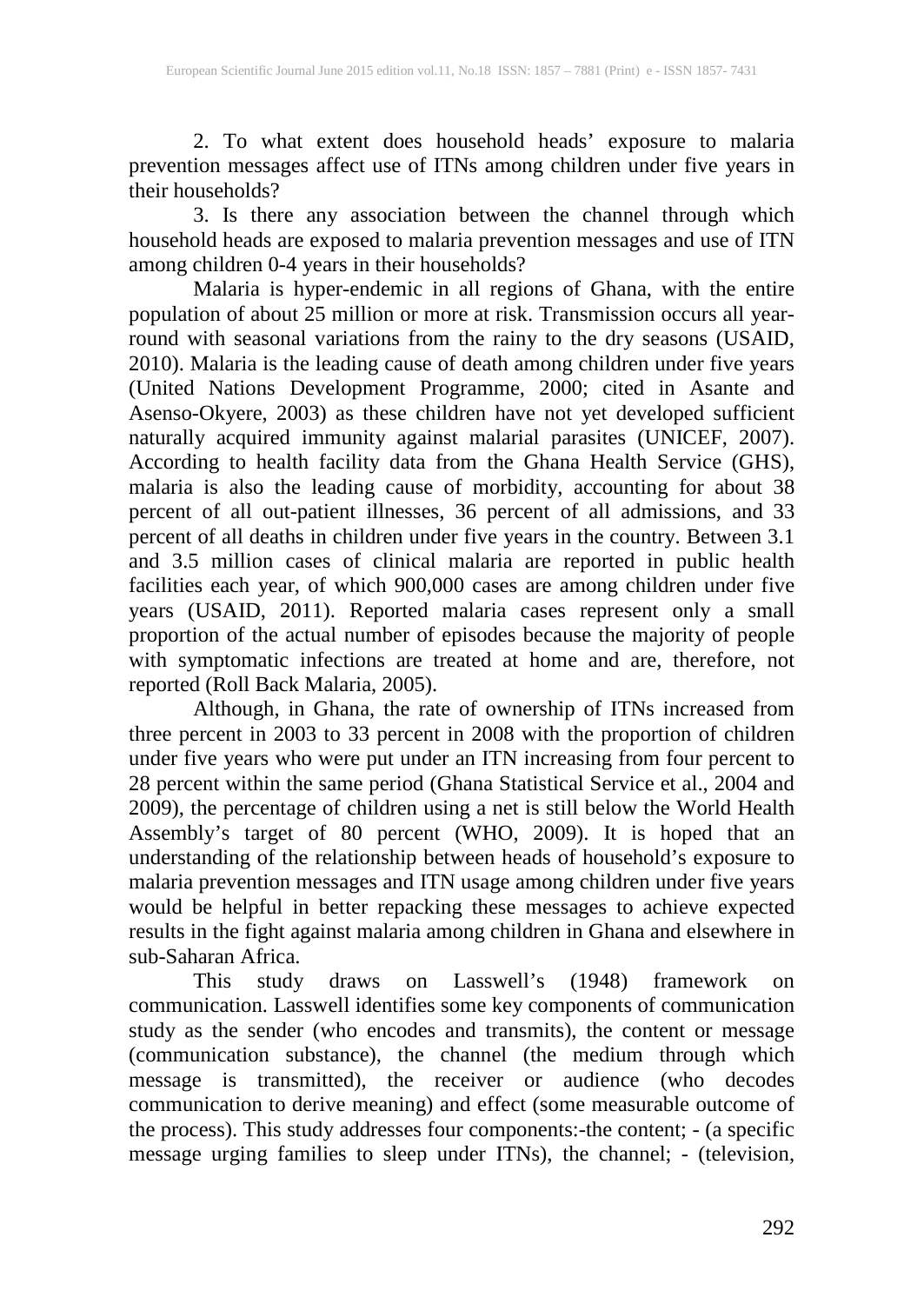2. To what extent does household heads' exposure to malaria prevention messages affect use of ITNs among children under five years in their households?

3. Is there any association between the channel through which household heads are exposed to malaria prevention messages and use of ITN among children 0-4 years in their households?

Malaria is hyper-endemic in all regions of Ghana, with the entire population of about 25 million or more at risk. Transmission occurs all year-round with seasonal variations from the rainy to the dry seasons (USAID, 2010). Malaria is the leading cause of death among children under five years (United Nations Development Programme, 2000; cited in Asante and Asenso-Okyere, 2003) as these children have not yet developed sufficient naturally acquired immunity against malarial parasites (UNICEF, 2007). According to health facility data from the Ghana Health Service (GHS), malaria is also the leading cause of morbidity, accounting for about 38 percent of all out-patient illnesses, 36 percent of all admissions, and 33 percent of all deaths in children under five years in the country. Between 3.1 and 3.5 million cases of clinical malaria are reported in public health facilities each year, of which 900,000 cases are among children under five years (USAID, 2011). Reported malaria cases represent only a small proportion of the actual number of episodes because the majority of people with symptomatic infections are treated at home and are, therefore, not reported (Roll Back Malaria, 2005).

Although, in Ghana, the rate of ownership of ITNs increased from three percent in 2003 to 33 percent in 2008 with the proportion of children under five years who were put under an ITN increasing from four percent to 28 percent within the same period (Ghana Statistical Service et al., 2004 and 2009), the percentage of children using a net is still below the World Health Assembly's target of 80 percent (WHO, 2009). It is hoped that an understanding of the relationship between heads of household's exposure to malaria prevention messages and ITN usage among children under five years would be helpful in better repacking these messages to achieve expected results in the fight against malaria among children in Ghana and elsewhere in sub-Saharan Africa.

This study draws on Lasswell's (1948) framework on communication. Lasswell identifies some key components of communication study as the sender (who encodes and transmits), the content or message (communication substance), the channel (the medium through which message is transmitted), the receiver or audience (who decodes communication to derive meaning) and effect (some measurable outcome of the process). This study addresses four components:-the content; - (a specific message urging families to sleep under ITNs), the channel; - (television,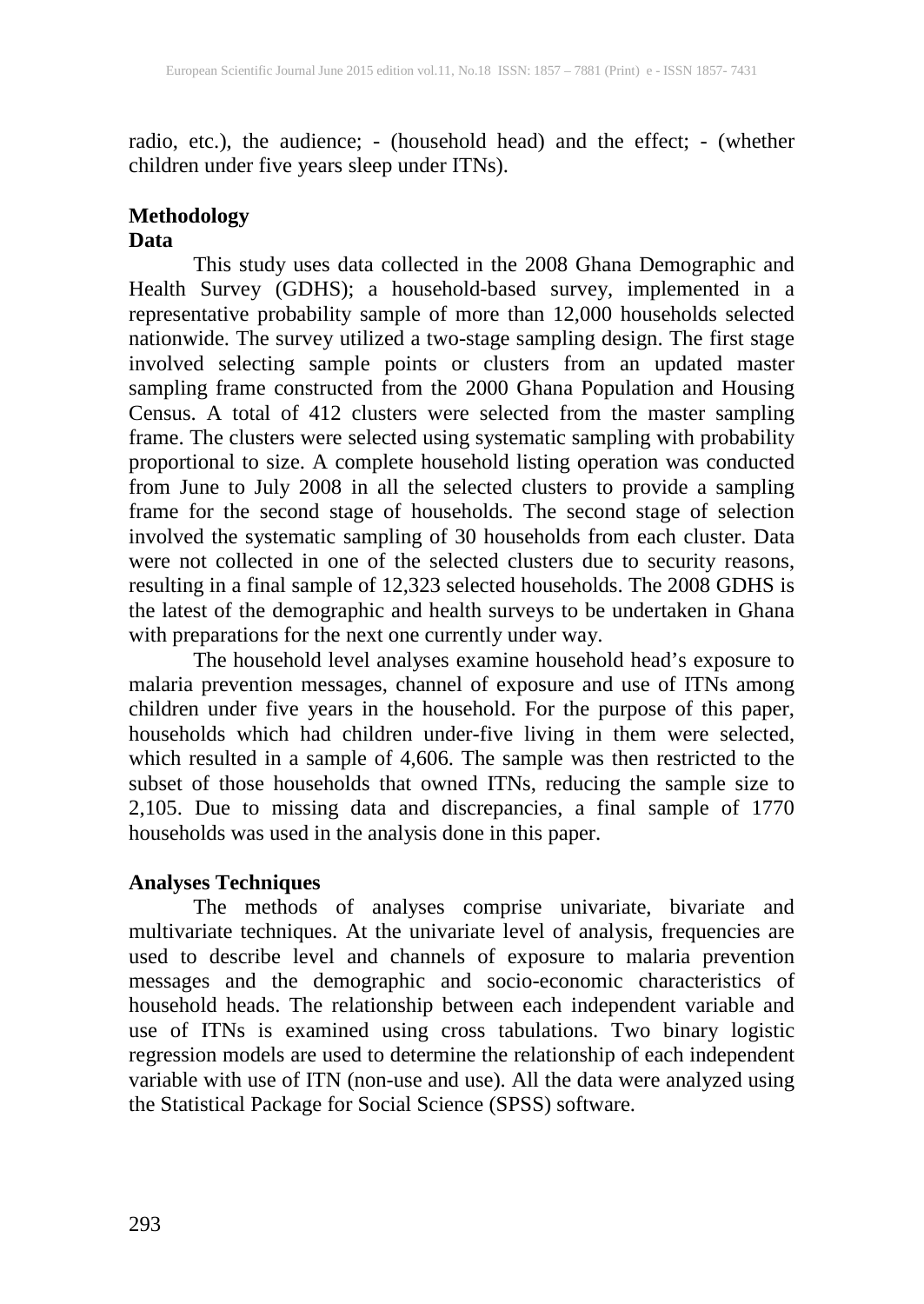radio, etc.), the audience; - (household head) and the effect; - (whether children under five years sleep under ITNs).

## Methodology

### Data

This study uses data collected in the 2008 Ghana Demographic and Health Survey (GDHS); a household-based survey, implemented in a representative probability sample of more than 12,000 households selected nationwide. The survey utilized a two-stage sampling design. The first stage involved selecting sample points or clusters from an updated master sampling frame constructed from the 2000 Ghana Population and Housing Census. A total of 412 clusters were selected from the master sampling frame. The clusters were selected using systematic sampling with probability proportional to size. A complete household listing operation was conducted from June to July 2008 in all the selected clusters to provide a sampling frame for the second stage of households. The second stage of selection involved the systematic sampling of 30 households from each cluster. Data were not collected in one of the selected clusters due to security reasons, resulting in a final sample of 12,323 selected households. The 2008 GDHS is the latest of the demographic and health surveys to be undertaken in Ghana with preparations for the next one currently under way.

The household level analyses examine household head's exposure to malaria prevention messages, channel of exposure and use of ITNs among children under five years in the household. For the purpose of this paper, households which had children under-five living in them were selected, which resulted in a sample of 4,606. The sample was then restricted to the subset of those households that owned ITNs, reducing the sample size to 2,105. Due to missing data and discrepancies, a final sample of 1770 households was used in the analysis done in this paper.

### Analyses Techniques

The methods of analyses comprise univariate, bivariate and multivariate techniques. At the univariate level of analysis, frequencies are used to describe level and channels of exposure to malaria prevention messages and the demographic and socio-economic characteristics of household heads. The relationship between each independent variable and use of ITNs is examined using cross tabulations. Two binary logistic regression models are used to determine the relationship of each independent variable with use of ITN (non-use and use). All the data were analyzed using the Statistical Package for Social Science (SPSS) software.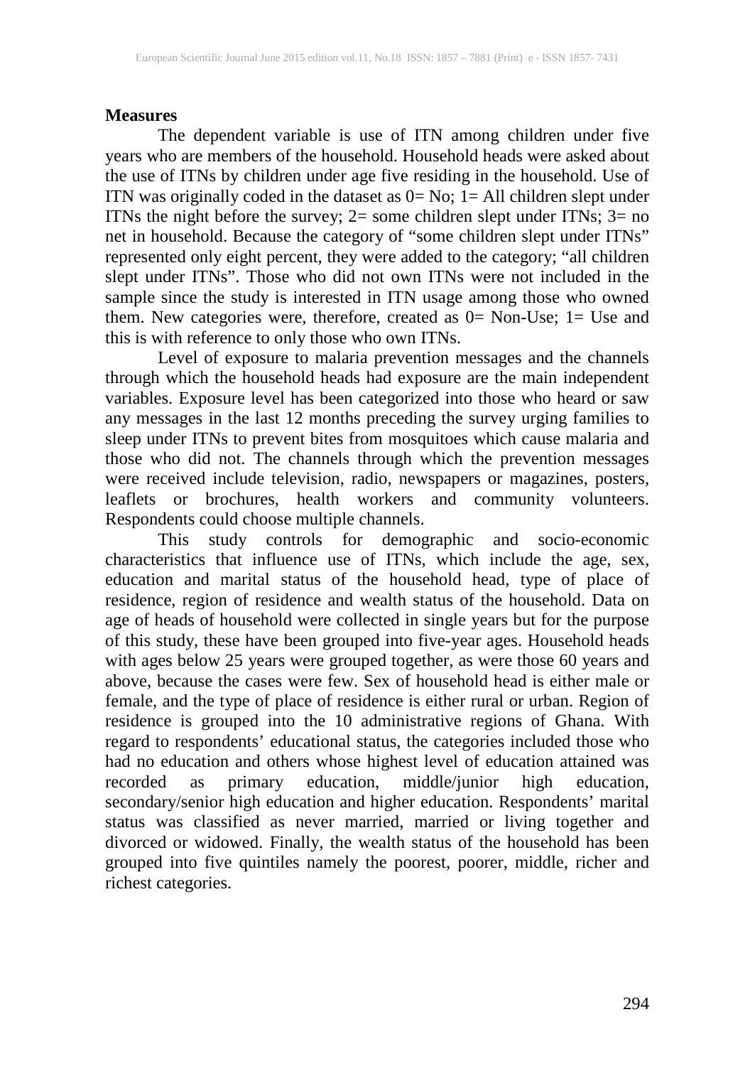## Measures

The dependent variable is use of ITN among children under five years who are members of the household. Household heads were asked about the use of ITNs by children under age five residing in the household. Use of ITN was originally coded in the dataset as 0= No; 1= All children slept under ITNs the night before the survey; 2= some children slept under ITNs; 3= no net in household. Because the category of "some children slept under ITNs" represented only eight percent, they were added to the category; "all children slept under ITNs". Those who did not own ITNs were not included in the sample since the study is interested in ITN usage among those who owned them. New categories were, therefore, created as 0= Non-Use; 1= Use and this is with reference to only those who own ITNs.

Level of exposure to malaria prevention messages and the channels through which the household heads had exposure are the main independent variables. Exposure level has been categorized into those who heard or saw any messages in the last 12 months preceding the survey urging families to sleep under ITNs to prevent bites from mosquitoes which cause malaria and those who did not. The channels through which the prevention messages were received include television, radio, newspapers or magazines, posters, leaflets or brochures, health workers and community volunteers. Respondents could choose multiple channels.

This study controls for demographic and socio-economic characteristics that influence use of ITNs, which include the age, sex, education and marital status of the household head, type of place of residence, region of residence and wealth status of the household. Data on age of heads of household were collected in single years but for the purpose of this study, these have been grouped into five-year ages. Household heads with ages below 25 years were grouped together, as were those 60 years and above, because the cases were few. Sex of household head is either male or female, and the type of place of residence is either rural or urban. Region of residence is grouped into the 10 administrative regions of Ghana. With regard to respondents' educational status, the categories included those who had no education and others whose highest level of education attained was recorded as primary education, middle/junior high education, secondary/senior high education and higher education. Respondents' marital status was classified as never married, married or living together and divorced or widowed. Finally, the wealth status of the household has been grouped into five quintiles namely the poorest, poorer, middle, richer and richest categories.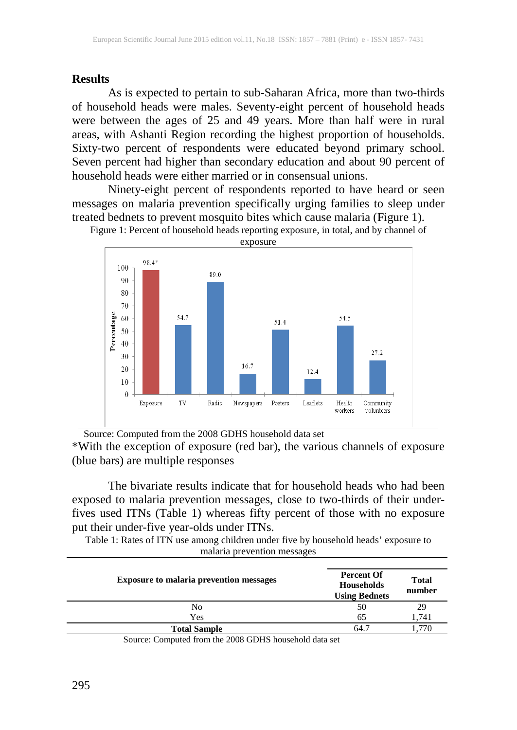## Results

As is expected to pertain to sub-Saharan Africa, more than two-thirds of household heads were males. Seventy-eight percent of household heads were between the ages of 25 and 49 years. More than half were in rural areas, with Ashanti Region recording the highest proportion of households. Sixty-two percent of respondents were educated beyond primary school. Seven percent had higher than secondary education and about 90 percent of household heads were either married or in consensual unions.

Ninety-eight percent of respondents reported to have heard or seen messages on malaria prevention specifically urging families to sleep under treated bednets to prevent mosquito bites which cause malaria (Figure 1).

Figure 1: Percent of household heads reporting exposure, in total, and by channel of exposure

Percentage

100
90
80
70
60
50
40
30
20
10
0

98.4*
54.7
89.0
16.7
51.4
12.4
54.5
27.2

Exposure
TV
Radio
Newspapers
Posters
Leaflets
Health workers
Community volunteers

Source: Computed from the 2008 GDHS household data set

*With the exception of exposure (red bar), the various channels of exposure (blue bars) are multiple responses

The bivariate results indicate that for household heads who had been exposed to malaria prevention messages, close to two-thirds of their under-fives used ITNs (Table 1) whereas fifty percent of those with no exposure put their under-five year-olds under ITNs.

Table 1: Rates of ITN use among children under five by household heads' exposure to malaria prevention messages

| **Exposure to malaria prevention messages** | **Percent Of Households Using Bednets** | **Total number** |
| --- | --- | --- |
| No | 50 | 29 |
| Yes | 65 | 1,741 |
| **Total Sample** | 64.7 | 1,770 |

Source: Computed from the 2008 GDHS household data set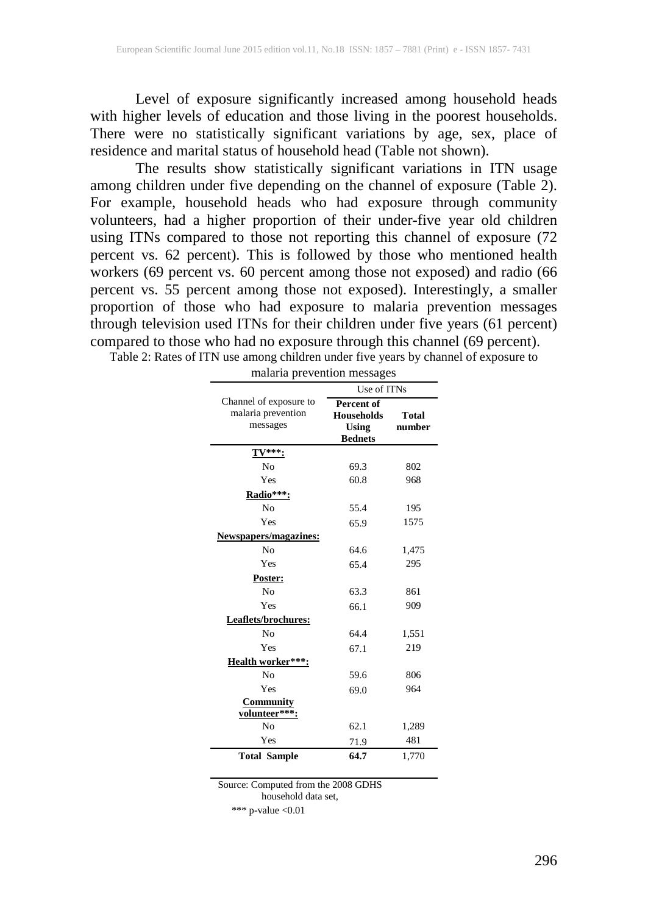Level of exposure significantly increased among household heads with higher levels of education and those living in the poorest households. There were no statistically significant variations by age, sex, place of residence and marital status of household head (Table not shown).

The results show statistically significant variations in ITN usage among children under five depending on the channel of exposure (Table 2). For example, household heads who had exposure through community volunteers, had a higher proportion of their under-five year old children using ITNs compared to those not reporting this channel of exposure (72 percent vs. 62 percent). This is followed by those who mentioned health workers (69 percent vs. 60 percent among those not exposed) and radio (66 percent vs. 55 percent among those not exposed). Interestingly, a smaller proportion of those who had exposure to malaria prevention messages through television used ITNs for their children under five years (61 percent) compared to those who had no exposure through this channel (69 percent).

Table 2: Rates of ITN use among children under five years by channel of exposure to malaria prevention messages

| Channel of exposure to malaria prevention messages | Use of ITNs | |
|---|---|---|
| | **Percent of Households Using Bednets** | **Total number** |
| **TV***:** | | |
| No | 69.3 | 802 |
| Yes | 60.8 | 968 |
| **Radio***:** | | |
| No | 55.4 | 195 |
| Yes | 65.9 | 1575 |
| **Newspapers/magazines:** | | |
| No | 64.6 | 1,475 |
| Yes | 65.4 | 295 |
| **Poster:** | | |
| No | 63.3 | 861 |
| Yes | 66.1 | 909 |
| **Leaflets/brochures:** | | |
| No | 64.4 | 1,551 |
| Yes | 67.1 | 219 |
| **Health worker***:** | | |
| No | 59.6 | 806 |
| Yes | 69.0 | 964 |
| **Community volunteer***:** | | |
| No | 62.1 | 1,289 |
| Yes | 71.9 | 481 |
| **Total Sample** | **64.7** | 1,770 |

Source: Computed from the 2008 GDHS household data set,

*** p-value <0.01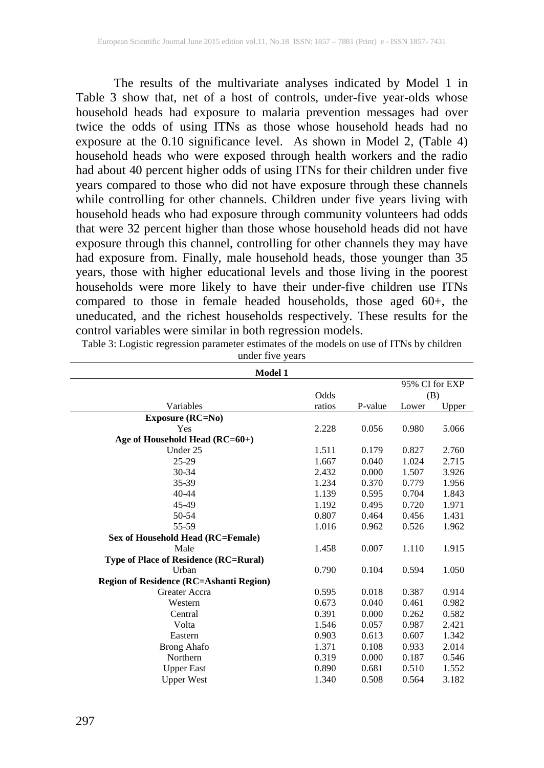The results of the multivariate analyses indicated by Model 1 in Table 3 show that, net of a host of controls, under-five year-olds whose household heads had exposure to malaria prevention messages had over twice the odds of using ITNs as those whose household heads had no exposure at the 0.10 significance level. As shown in Model 2, (Table 4) household heads who were exposed through health workers and the radio had about 40 percent higher odds of using ITNs for their children under five years compared to those who did not have exposure through these channels while controlling for other channels. Children under five years living with household heads who had exposure through community volunteers had odds that were 32 percent higher than those whose household heads did not have exposure through this channel, controlling for other channels they may have had exposure from. Finally, male household heads, those younger than 35 years, those with higher educational levels and those living in the poorest households were more likely to have their under-five children use ITNs compared to those in female headed households, those aged 60+, the uneducated, and the richest households respectively. These results for the control variables were similar in both regression models.

Table 3: Logistic regression parameter estimates of the models on use of ITNs by children under five years

| Model 1 | | | | |
|---|---|---|---|---|
| | | | 95% CI for EXP (B) | |
| Variables | Odds ratios | P-value | Lower | Upper |
| **Exposure (RC=No)** | | | | |
| Yes | 2.228 | 0.056 | 0.980 | 5.066 |
| **Age of Household Head (RC=60+)** | | | | |
| Under 25 | 1.511 | 0.179 | 0.827 | 2.760 |
| 25-29 | 1.667 | 0.040 | 1.024 | 2.715 |
| 30-34 | 2.432 | 0.000 | 1.507 | 3.926 |
| 35-39 | 1.234 | 0.370 | 0.779 | 1.956 |
| 40-44 | 1.139 | 0.595 | 0.704 | 1.843 |
| 45-49 | 1.192 | 0.495 | 0.720 | 1.971 |
| 50-54 | 0.807 | 0.464 | 0.456 | 1.431 |
| 55-59 | 1.016 | 0.962 | 0.526 | 1.962 |
| **Sex of Household Head (RC=Female)** | | | | |
| Male | 1.458 | 0.007 | 1.110 | 1.915 |
| **Type of Place of Residence (RC=Rural)** | | | | |
| Urban | 0.790 | 0.104 | 0.594 | 1.050 |
| **Region of Residence (RC=Ashanti Region)** | | | | |
| Greater Accra | 0.595 | 0.018 | 0.387 | 0.914 |
| Western | 0.673 | 0.040 | 0.461 | 0.982 |
| Central | 0.391 | 0.000 | 0.262 | 0.582 |
| Volta | 1.546 | 0.057 | 0.987 | 2.421 |
| Eastern | 0.903 | 0.613 | 0.607 | 1.342 |
| Brong Ahafo | 1.371 | 0.108 | 0.933 | 2.014 |
| Northern | 0.319 | 0.000 | 0.187 | 0.546 |
| Upper East | 0.890 | 0.681 | 0.510 | 1.552 |
| Upper West | 1.340 | 0.508 | 0.564 | 3.182 |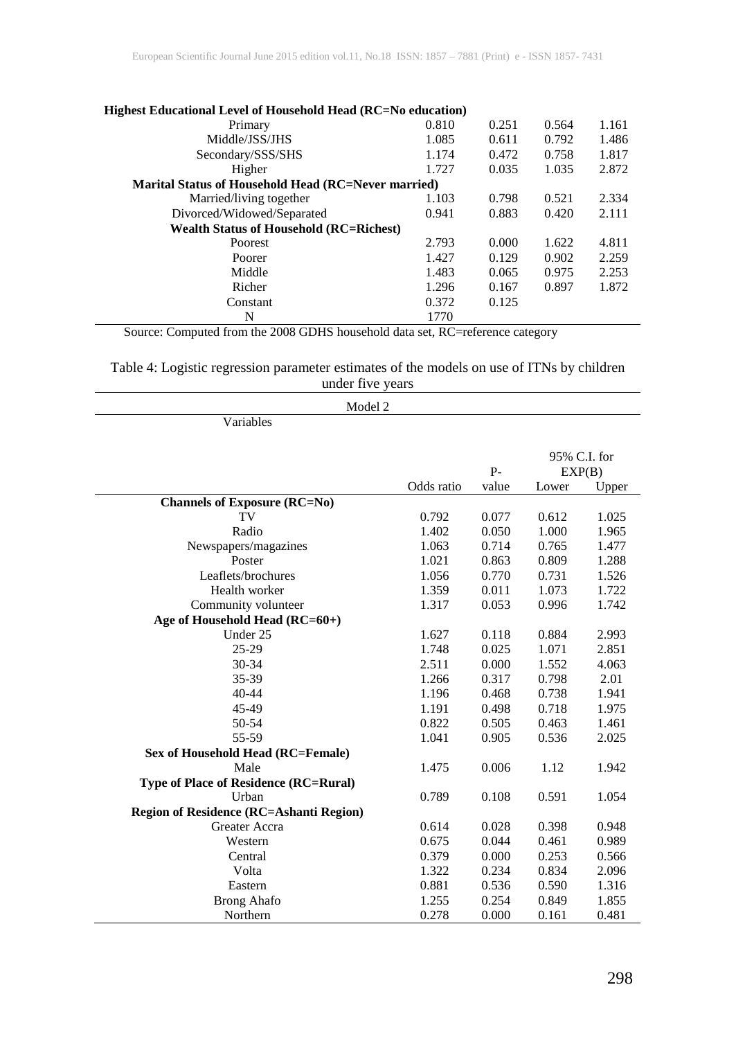| | | | | |
|---|---|---|---|---|
| **Highest Educational Level of Household Head (RC=No education)** | | | | |
| Primary | 0.810 | 0.251 | 0.564 | 1.161 |
| Middle/JSS/JHS | 1.085 | 0.611 | 0.792 | 1.486 |
| Secondary/SSS/SHS | 1.174 | 0.472 | 0.758 | 1.817 |
| Higher | 1.727 | 0.035 | 1.035 | 2.872 |
| **Marital Status of Household Head (RC=Never married)** | | | | |
| Married/living together | 1.103 | 0.798 | 0.521 | 2.334 |
| Divorced/Widowed/Separated | 0.941 | 0.883 | 0.420 | 2.111 |
| **Wealth Status of Household (RC=Richest)** | | | | |
| Poorest | 2.793 | 0.000 | 1.622 | 4.811 |
| Poorer | 1.427 | 0.129 | 0.902 | 2.259 |
| Middle | 1.483 | 0.065 | 0.975 | 2.253 |
| Richer | 1.296 | 0.167 | 0.897 | 1.872 |
| Constant | 0.372 | 0.125 | | |
| N | 1770 | | | |

Source: Computed from the 2008 GDHS household data set, RC=reference category

Table 4: Logistic regression parameter estimates of the models on use of ITNs by children under five years

| Model 2 | | | | |
|---|---|---|---|---|
| Variables | | | | |
| | | | 95% C.I. for EXP(B) | |
| | Odds ratio | P-value | Lower | Upper |
| **Channels of Exposure (RC=No)** | | | | |
| TV | 0.792 | 0.077 | 0.612 | 1.025 |
| Radio | 1.402 | 0.050 | 1.000 | 1.965 |
| Newspapers/magazines | 1.063 | 0.714 | 0.765 | 1.477 |
| Poster | 1.021 | 0.863 | 0.809 | 1.288 |
| Leaflets/brochures | 1.056 | 0.770 | 0.731 | 1.526 |
| Health worker | 1.359 | 0.011 | 1.073 | 1.722 |
| Community volunteer | 1.317 | 0.053 | 0.996 | 1.742 |
| **Age of Household Head (RC=60+)** | | | | |
| Under 25 | 1.627 | 0.118 | 0.884 | 2.993 |
| 25-29 | 1.748 | 0.025 | 1.071 | 2.851 |
| 30-34 | 2.511 | 0.000 | 1.552 | 4.063 |
| 35-39 | 1.266 | 0.317 | 0.798 | 2.01 |
| 40-44 | 1.196 | 0.468 | 0.738 | 1.941 |
| 45-49 | 1.191 | 0.498 | 0.718 | 1.975 |
| 50-54 | 0.822 | 0.505 | 0.463 | 1.461 |
| 55-59 | 1.041 | 0.905 | 0.536 | 2.025 |
| **Sex of Household Head (RC=Female)** | | | | |
| Male | 1.475 | 0.006 | 1.12 | 1.942 |
| **Type of Place of Residence (RC=Rural)** | | | | |
| Urban | 0.789 | 0.108 | 0.591 | 1.054 |
| **Region of Residence (RC=Ashanti Region)** | | | | |
| Greater Accra | 0.614 | 0.028 | 0.398 | 0.948 |
| Western | 0.675 | 0.044 | 0.461 | 0.989 |
| Central | 0.379 | 0.000 | 0.253 | 0.566 |
| Volta | 1.322 | 0.234 | 0.834 | 2.096 |
| Eastern | 0.881 | 0.536 | 0.590 | 1.316 |
| Brong Ahafo | 1.255 | 0.254 | 0.849 | 1.855 |
| Northern | 0.278 | 0.000 | 0.161 | 0.481 |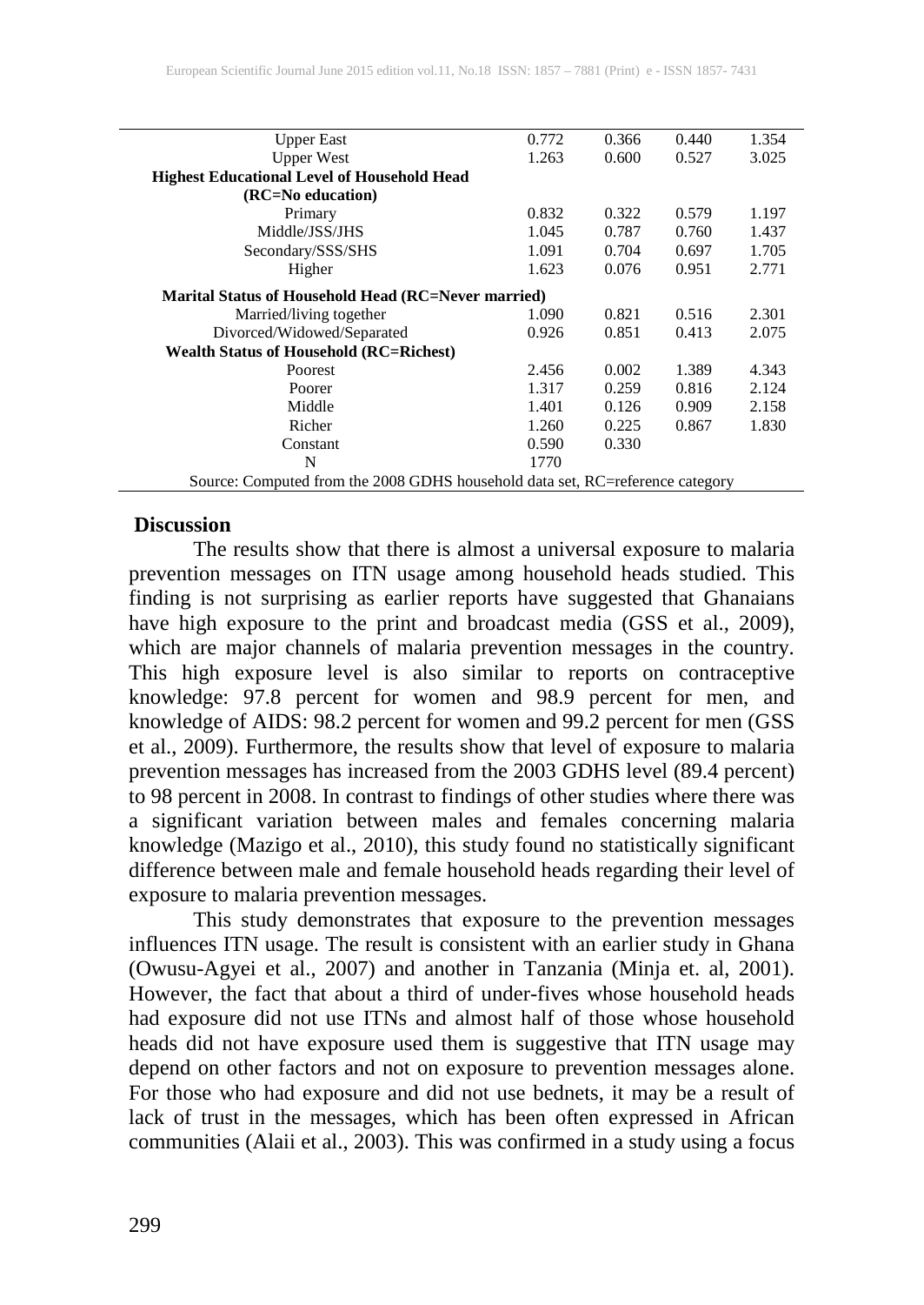| | | | | |
|---|---|---|---|---|
| Upper East | 0.772 | 0.366 | 0.440 | 1.354 |
| Upper West | 1.263 | 0.600 | 0.527 | 3.025 |
| **Highest Educational Level of Household Head (RC=No education)** | | | | |
| Primary | 0.832 | 0.322 | 0.579 | 1.197 |
| Middle/JSS/JHS | 1.045 | 0.787 | 0.760 | 1.437 |
| Secondary/SSS/SHS | 1.091 | 0.704 | 0.697 | 1.705 |
| Higher | 1.623 | 0.076 | 0.951 | 2.771 |
| **Marital Status of Household Head (RC=Never married)** | | | | |
| Married/living together | 1.090 | 0.821 | 0.516 | 2.301 |
| Divorced/Widowed/Separated | 0.926 | 0.851 | 0.413 | 2.075 |
| **Wealth Status of Household (RC=Richest)** | | | | |
| Poorest | 2.456 | 0.002 | 1.389 | 4.343 |
| Poorer | 1.317 | 0.259 | 0.816 | 2.124 |
| Middle | 1.401 | 0.126 | 0.909 | 2.158 |
| Richer | 1.260 | 0.225 | 0.867 | 1.830 |
| Constant | 0.590 | 0.330 | | |
| N | 1770 | | | |

Source: Computed from the 2008 GDHS household data set, RC=reference category

## Discussion

The results show that there is almost a universal exposure to malaria prevention messages on ITN usage among household heads studied. This finding is not surprising as earlier reports have suggested that Ghanaians have high exposure to the print and broadcast media (GSS et al., 2009), which are major channels of malaria prevention messages in the country. This high exposure level is also similar to reports on contraceptive knowledge: 97.8 percent for women and 98.9 percent for men, and knowledge of AIDS: 98.2 percent for women and 99.2 percent for men (GSS et al., 2009). Furthermore, the results show that level of exposure to malaria prevention messages has increased from the 2003 GDHS level (89.4 percent) to 98 percent in 2008. In contrast to findings of other studies where there was a significant variation between males and females concerning malaria knowledge (Mazigo et al., 2010), this study found no statistically significant difference between male and female household heads regarding their level of exposure to malaria prevention messages.

This study demonstrates that exposure to the prevention messages influences ITN usage. The result is consistent with an earlier study in Ghana (Owusu-Agyei et al., 2007) and another in Tanzania (Minja et. al, 2001). However, the fact that about a third of under-fives whose household heads had exposure did not use ITNs and almost half of those whose household heads did not have exposure used them is suggestive that ITN usage may depend on other factors and not on exposure to prevention messages alone. For those who had exposure and did not use bednets, it may be a result of lack of trust in the messages, which has been often expressed in African communities (Alaii et al., 2003). This was confirmed in a study using a focus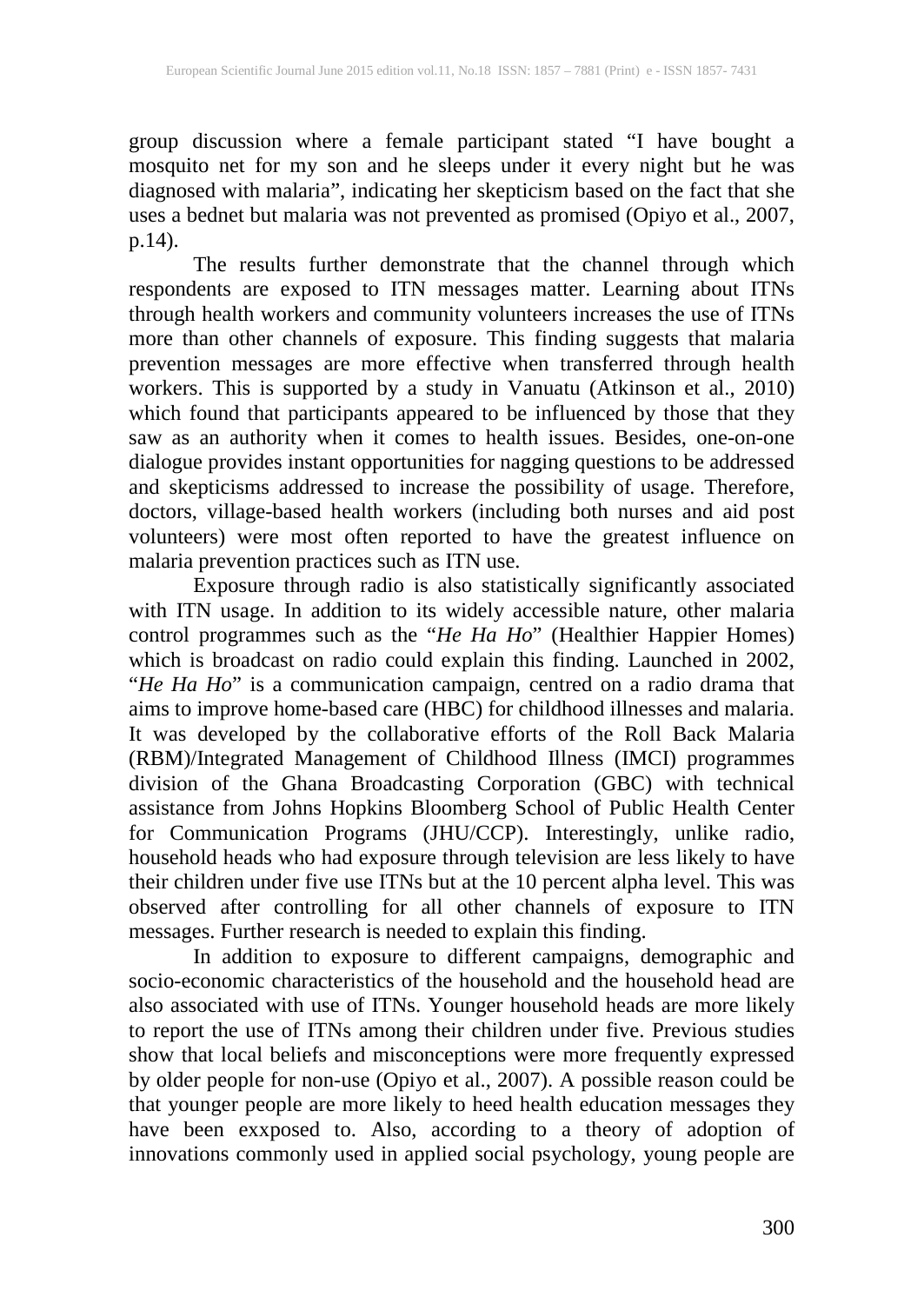group discussion where a female participant stated "I have bought a mosquito net for my son and he sleeps under it every night but he was diagnosed with malaria", indicating her skepticism based on the fact that she uses a bednet but malaria was not prevented as promised (Opiyo et al., 2007, p.14).

The results further demonstrate that the channel through which respondents are exposed to ITN messages matter. Learning about ITNs through health workers and community volunteers increases the use of ITNs more than other channels of exposure. This finding suggests that malaria prevention messages are more effective when transferred through health workers. This is supported by a study in Vanuatu (Atkinson et al., 2010) which found that participants appeared to be influenced by those that they saw as an authority when it comes to health issues. Besides, one-on-one dialogue provides instant opportunities for nagging questions to be addressed and skepticisms addressed to increase the possibility of usage. Therefore, doctors, village-based health workers (including both nurses and aid post volunteers) were most often reported to have the greatest influence on malaria prevention practices such as ITN use.

Exposure through radio is also statistically significantly associated with ITN usage. In addition to its widely accessible nature, other malaria control programmes such as the "*He Ha Ho*" (Healthier Happier Homes) which is broadcast on radio could explain this finding. Launched in 2002, "*He Ha Ho*" is a communication campaign, centred on a radio drama that aims to improve home-based care (HBC) for childhood illnesses and malaria. It was developed by the collaborative efforts of the Roll Back Malaria (RBM)/Integrated Management of Childhood Illness (IMCI) programmes division of the Ghana Broadcasting Corporation (GBC) with technical assistance from Johns Hopkins Bloomberg School of Public Health Center for Communication Programs (JHU/CCP). Interestingly, unlike radio, household heads who had exposure through television are less likely to have their children under five use ITNs but at the 10 percent alpha level. This was observed after controlling for all other channels of exposure to ITN messages. Further research is needed to explain this finding.

In addition to exposure to different campaigns, demographic and socio-economic characteristics of the household and the household head are also associated with use of ITNs. Younger household heads are more likely to report the use of ITNs among their children under five. Previous studies show that local beliefs and misconceptions were more frequently expressed by older people for non-use (Opiyo et al., 2007). A possible reason could be that younger people are more likely to heed health education messages they have been exxposed to. Also, according to a theory of adoption of innovations commonly used in applied social psychology, young people are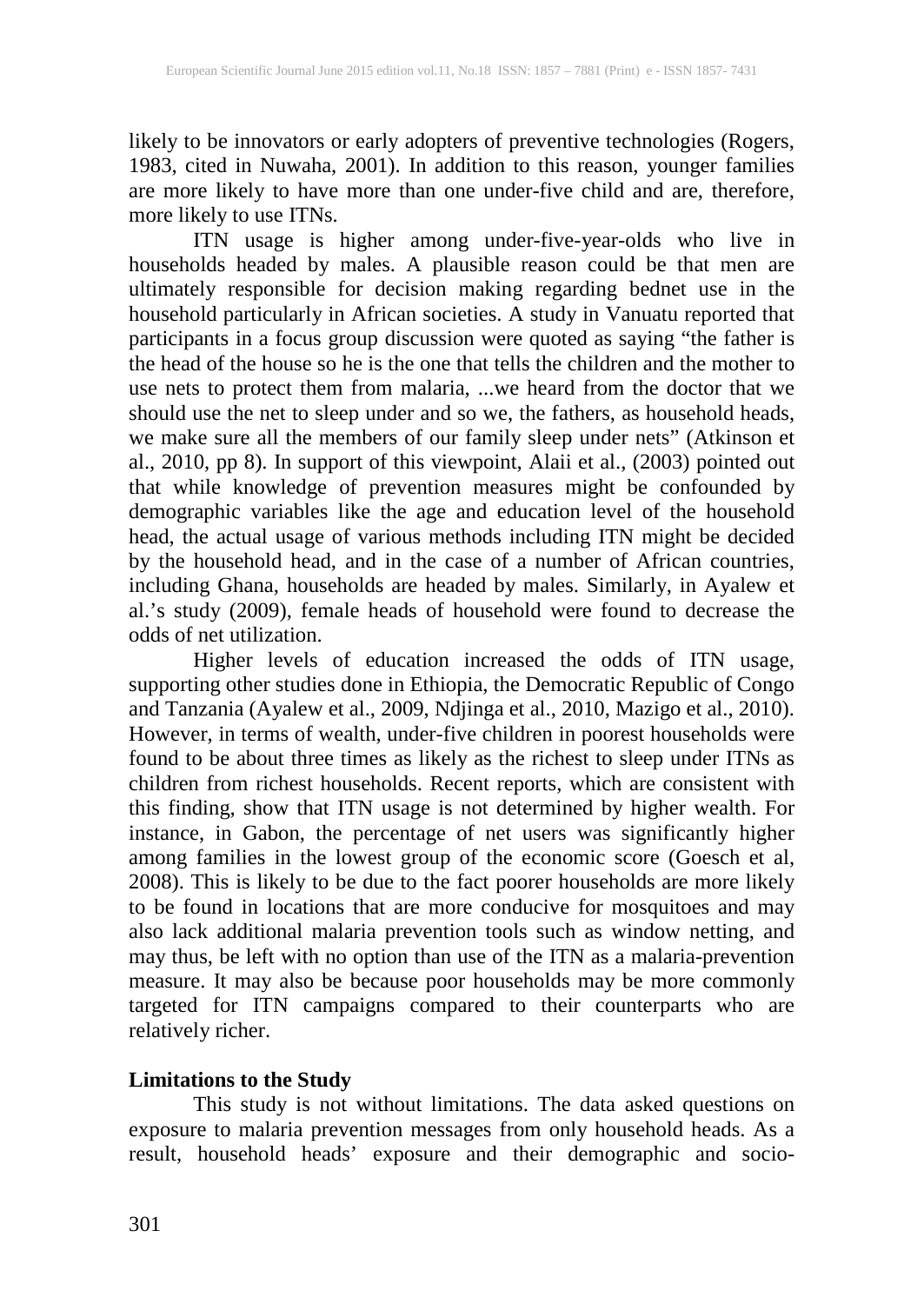likely to be innovators or early adopters of preventive technologies (Rogers, 1983, cited in Nuwaha, 2001). In addition to this reason, younger families are more likely to have more than one under-five child and are, therefore, more likely to use ITNs.

ITN usage is higher among under-five-year-olds who live in households headed by males. A plausible reason could be that men are ultimately responsible for decision making regarding bednet use in the household particularly in African societies. A study in Vanuatu reported that participants in a focus group discussion were quoted as saying "the father is the head of the house so he is the one that tells the children and the mother to use nets to protect them from malaria, ...we heard from the doctor that we should use the net to sleep under and so we, the fathers, as household heads, we make sure all the members of our family sleep under nets" (Atkinson et al., 2010, pp 8). In support of this viewpoint, Alaii et al., (2003) pointed out that while knowledge of prevention measures might be confounded by demographic variables like the age and education level of the household head, the actual usage of various methods including ITN might be decided by the household head, and in the case of a number of African countries, including Ghana, households are headed by males. Similarly, in Ayalew et al.'s study (2009), female heads of household were found to decrease the odds of net utilization.

Higher levels of education increased the odds of ITN usage, supporting other studies done in Ethiopia, the Democratic Republic of Congo and Tanzania (Ayalew et al., 2009, Ndjinga et al., 2010, Mazigo et al., 2010). However, in terms of wealth, under-five children in poorest households were found to be about three times as likely as the richest to sleep under ITNs as children from richest households. Recent reports, which are consistent with this finding, show that ITN usage is not determined by higher wealth. For instance, in Gabon, the percentage of net users was significantly higher among families in the lowest group of the economic score (Goesch et al, 2008). This is likely to be due to the fact poorer households are more likely to be found in locations that are more conducive for mosquitoes and may also lack additional malaria prevention tools such as window netting, and may thus, be left with no option than use of the ITN as a malaria-prevention measure. It may also be because poor households may be more commonly targeted for ITN campaigns compared to their counterparts who are relatively richer.

## Limitations to the Study

This study is not without limitations. The data asked questions on exposure to malaria prevention messages from only household heads. As a result, household heads' exposure and their demographic and socio-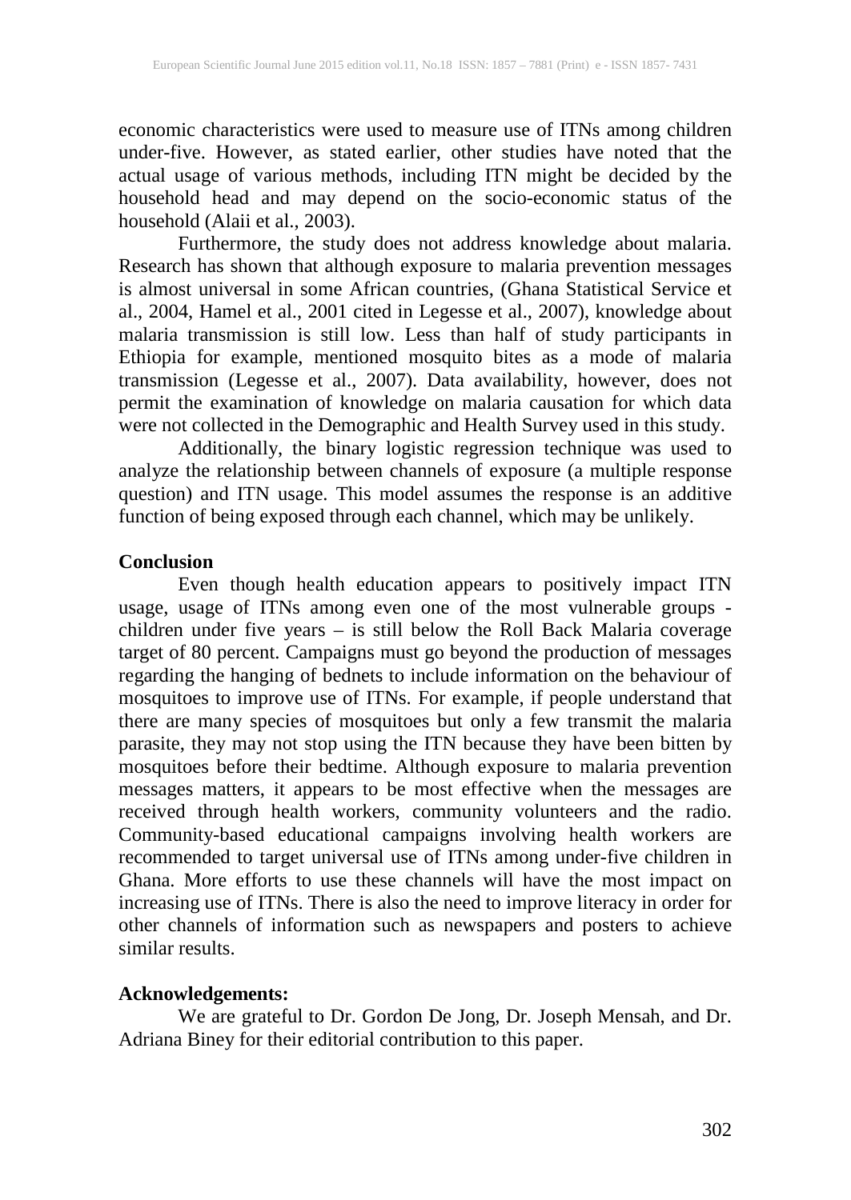economic characteristics were used to measure use of ITNs among children under-five. However, as stated earlier, other studies have noted that the actual usage of various methods, including ITN might be decided by the household head and may depend on the socio-economic status of the household (Alaii et al., 2003).

Furthermore, the study does not address knowledge about malaria. Research has shown that although exposure to malaria prevention messages is almost universal in some African countries, (Ghana Statistical Service et al., 2004, Hamel et al., 2001 cited in Legesse et al., 2007), knowledge about malaria transmission is still low. Less than half of study participants in Ethiopia for example, mentioned mosquito bites as a mode of malaria transmission (Legesse et al., 2007). Data availability, however, does not permit the examination of knowledge on malaria causation for which data were not collected in the Demographic and Health Survey used in this study.

Additionally, the binary logistic regression technique was used to analyze the relationship between channels of exposure (a multiple response question) and ITN usage. This model assumes the response is an additive function of being exposed through each channel, which may be unlikely.

## Conclusion

Even though health education appears to positively impact ITN usage, usage of ITNs among even one of the most vulnerable groups - children under five years – is still below the Roll Back Malaria coverage target of 80 percent. Campaigns must go beyond the production of messages regarding the hanging of bednets to include information on the behaviour of mosquitoes to improve use of ITNs. For example, if people understand that there are many species of mosquitoes but only a few transmit the malaria parasite, they may not stop using the ITN because they have been bitten by mosquitoes before their bedtime. Although exposure to malaria prevention messages matters, it appears to be most effective when the messages are received through health workers, community volunteers and the radio. Community-based educational campaigns involving health workers are recommended to target universal use of ITNs among under-five children in Ghana. More efforts to use these channels will have the most impact on increasing use of ITNs. There is also the need to improve literacy in order for other channels of information such as newspapers and posters to achieve similar results.

## Acknowledgements:

We are grateful to Dr. Gordon De Jong, Dr. Joseph Mensah, and Dr. Adriana Biney for their editorial contribution to this paper.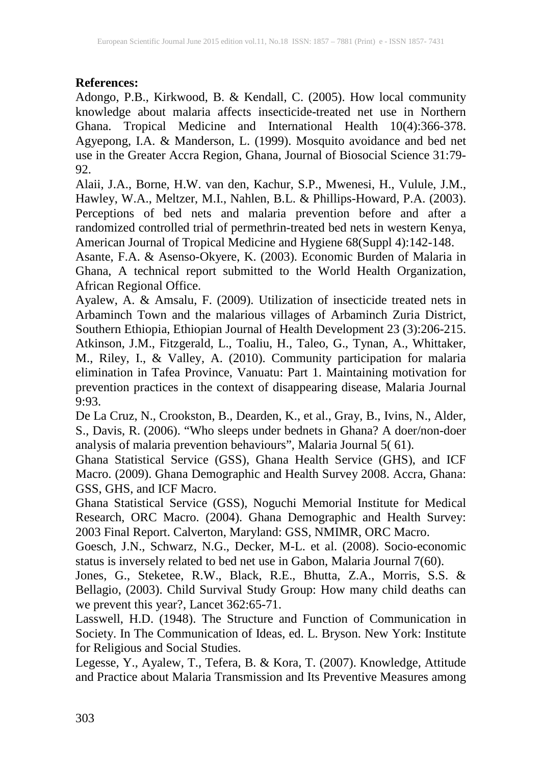**References:**

Adongo, P.B., Kirkwood, B. & Kendall, C. (2005). How local community knowledge about malaria affects insecticide-treated net use in Northern Ghana. Tropical Medicine and International Health 10(4):366-378.

Agyepong, I.A. & Manderson, L. (1999). Mosquito avoidance and bed net use in the Greater Accra Region, Ghana, Journal of Biosocial Science 31:79-92.

Alaii, J.A., Borne, H.W. van den, Kachur, S.P., Mwenesi, H., Vulule, J.M., Hawley, W.A., Meltzer, M.I., Nahlen, B.L. & Phillips-Howard, P.A. (2003). Perceptions of bed nets and malaria prevention before and after a randomized controlled trial of permethrin-treated bed nets in western Kenya, American Journal of Tropical Medicine and Hygiene 68(Suppl 4):142-148.

Asante, F.A. & Asenso-Okyere, K. (2003). Economic Burden of Malaria in Ghana, A technical report submitted to the World Health Organization, African Regional Office.

Ayalew, A. & Amsalu, F. (2009). Utilization of insecticide treated nets in Arbaminch Town and the malarious villages of Arbaminch Zuria District, Southern Ethiopia, Ethiopian Journal of Health Development 23 (3):206-215.

Atkinson, J.M., Fitzgerald, L., Toaliu, H., Taleo, G., Tynan, A., Whittaker, M., Riley, I., & Valley, A. (2010). Community participation for malaria elimination in Tafea Province, Vanuatu: Part 1. Maintaining motivation for prevention practices in the context of disappearing disease, Malaria Journal 9:93.

De La Cruz, N., Crookston, B., Dearden, K., et al., Gray, B., Ivins, N., Alder, S., Davis, R. (2006). "Who sleeps under bednets in Ghana? A doer/non-doer analysis of malaria prevention behaviours", Malaria Journal 5( 61).

Ghana Statistical Service (GSS), Ghana Health Service (GHS), and ICF Macro. (2009). Ghana Demographic and Health Survey 2008. Accra, Ghana: GSS, GHS, and ICF Macro.

Ghana Statistical Service (GSS), Noguchi Memorial Institute for Medical Research, ORC Macro. (2004). Ghana Demographic and Health Survey: 2003 Final Report. Calverton, Maryland: GSS, NMIMR, ORC Macro.

Goesch, J.N., Schwarz, N.G., Decker, M-L. et al. (2008). Socio-economic status is inversely related to bed net use in Gabon, Malaria Journal 7(60).

Jones, G., Steketee, R.W., Black, R.E., Bhutta, Z.A., Morris, S.S. & Bellagio, (2003). Child Survival Study Group: How many child deaths can we prevent this year?, Lancet 362:65-71.

Lasswell, H.D. (1948). The Structure and Function of Communication in Society. In The Communication of Ideas, ed. L. Bryson. New York: Institute for Religious and Social Studies.

Legesse, Y., Ayalew, T., Tefera, B. & Kora, T. (2007). Knowledge, Attitude and Practice about Malaria Transmission and Its Preventive Measures among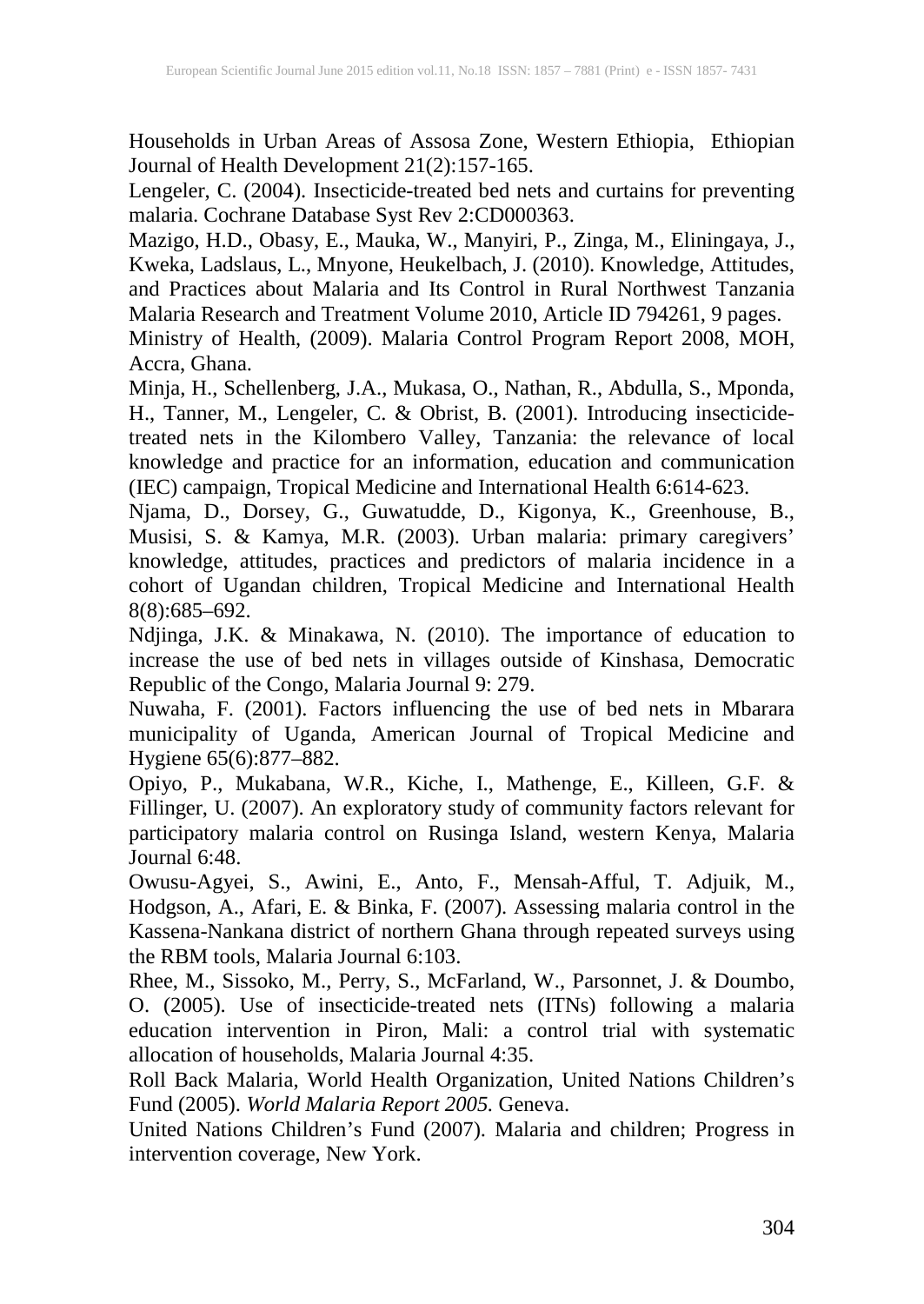Households in Urban Areas of Assosa Zone, Western Ethiopia, Ethiopian Journal of Health Development 21(2):157-165.

Lengeler, C. (2004). Insecticide-treated bed nets and curtains for preventing malaria. Cochrane Database Syst Rev 2:CD000363.

Mazigo, H.D., Obasy, E., Mauka, W., Manyiri, P., Zinga, M., Eliningaya, J., Kweka, Ladslaus, L., Mnyone, Heukelbach, J. (2010). Knowledge, Attitudes, and Practices about Malaria and Its Control in Rural Northwest Tanzania Malaria Research and Treatment Volume 2010, Article ID 794261, 9 pages.

Ministry of Health, (2009). Malaria Control Program Report 2008, MOH, Accra, Ghana.

Minja, H., Schellenberg, J.A., Mukasa, O., Nathan, R., Abdulla, S., Mponda, H., Tanner, M., Lengeler, C. & Obrist, B. (2001). Introducing insecticide-treated nets in the Kilombero Valley, Tanzania: the relevance of local knowledge and practice for an information, education and communication (IEC) campaign, Tropical Medicine and International Health 6:614-623.

Njama, D., Dorsey, G., Guwatudde, D., Kigonya, K., Greenhouse, B., Musisi, S. & Kamya, M.R. (2003). Urban malaria: primary caregivers' knowledge, attitudes, practices and predictors of malaria incidence in a cohort of Ugandan children, Tropical Medicine and International Health 8(8):685–692.

Ndjinga, J.K. & Minakawa, N. (2010). The importance of education to increase the use of bed nets in villages outside of Kinshasa, Democratic Republic of the Congo, Malaria Journal 9: 279.

Nuwaha, F. (2001). Factors influencing the use of bed nets in Mbarara municipality of Uganda, American Journal of Tropical Medicine and Hygiene 65(6):877–882.

Opiyo, P., Mukabana, W.R., Kiche, I., Mathenge, E., Killeen, G.F. & Fillinger, U. (2007). An exploratory study of community factors relevant for participatory malaria control on Rusinga Island, western Kenya, Malaria Journal 6:48.

Owusu-Agyei, S., Awini, E., Anto, F., Mensah-Afful, T. Adjuik, M., Hodgson, A., Afari, E. & Binka, F. (2007). Assessing malaria control in the Kassena-Nankana district of northern Ghana through repeated surveys using the RBM tools, Malaria Journal 6:103.

Rhee, M., Sissoko, M., Perry, S., McFarland, W., Parsonnet, J. & Doumbo, O. (2005). Use of insecticide-treated nets (ITNs) following a malaria education intervention in Piron, Mali: a control trial with systematic allocation of households, Malaria Journal 4:35.

Roll Back Malaria, World Health Organization, United Nations Children's Fund (2005). *World Malaria Report 2005.* Geneva.

United Nations Children's Fund (2007). Malaria and children; Progress in intervention coverage, New York.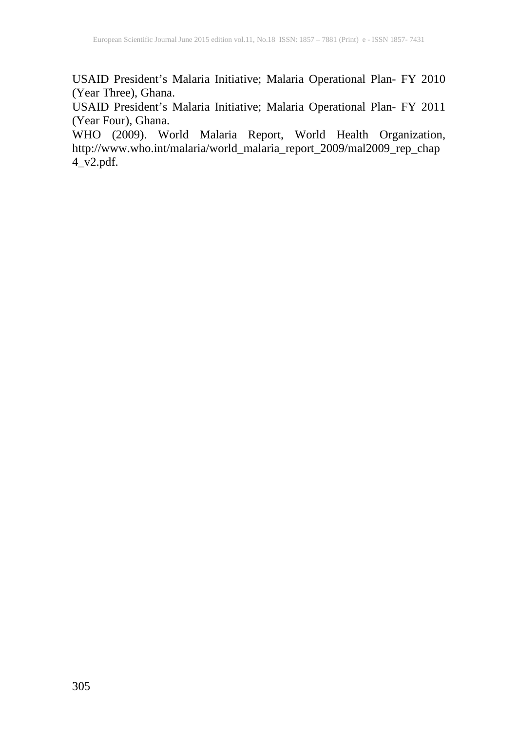USAID President's Malaria Initiative; Malaria Operational Plan- FY 2010 (Year Three), Ghana.

USAID President's Malaria Initiative; Malaria Operational Plan- FY 2011 (Year Four), Ghana.

WHO (2009). World Malaria Report, World Health Organization, http://www.who.int/malaria/world_malaria_report_2009/mal2009_rep_chap4_v2.pdf.